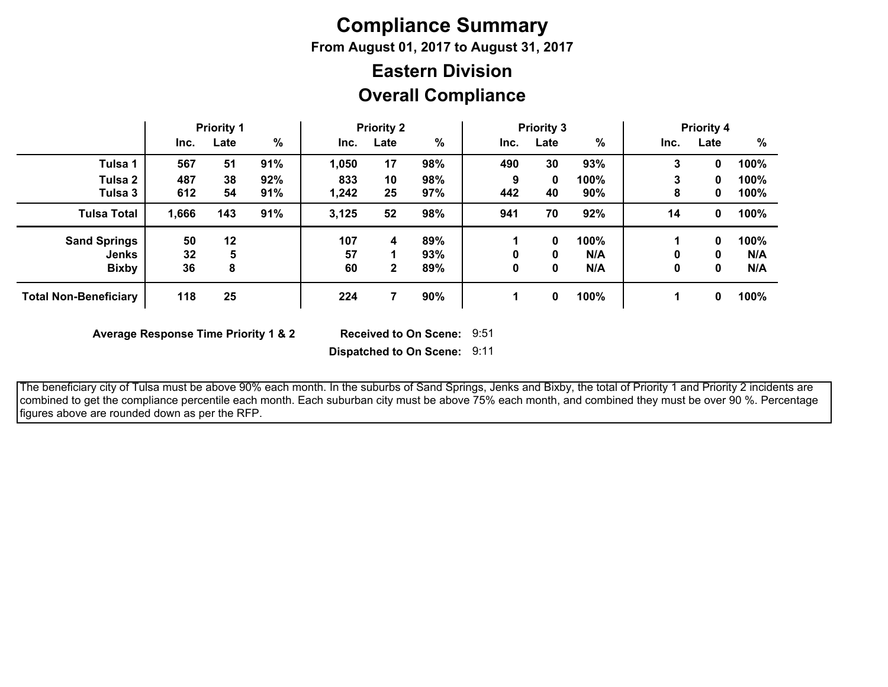# Compliance Summary

**From August 01, 2017 to August 31, 2017**

## Eastern Division

## Overall Compliance

| | Priority 1 | | | Priority 2 | | | Priority 3 | | | Priority 4 | | |
|---|---|---|---|---|---|---|---|---|---|---|---|---|
| | Inc. | Late | % | Inc. | Late | % | Inc. | Late | % | Inc. | Late | % |
| **Tulsa 1** | 567 | 51 | 91% | 1,050 | 17 | 98% | 490 | 30 | 93% | 3 | 0 | 100% |
| **Tulsa 2** | 487 | 38 | 92% | 833 | 10 | 98% | 9 | 0 | 100% | 3 | 0 | 100% |
| **Tulsa 3** | 612 | 54 | 91% | 1,242 | 25 | 97% | 442 | 40 | 90% | 8 | 0 | 100% |
| **Tulsa Total** | 1,666 | 143 | 91% | 3,125 | 52 | 98% | 941 | 70 | 92% | 14 | 0 | 100% |
| **Sand Springs** | 50 | 12 | | 107 | 4 | 89% | 1 | 0 | 100% | 1 | 0 | 100% |
| **Jenks** | 32 | 5 | | 57 | 1 | 93% | 0 | 0 | N/A | 0 | 0 | N/A |
| **Bixby** | 36 | 8 | | 60 | 2 | 89% | 0 | 0 | N/A | 0 | 0 | N/A |
| **Total Non-Beneficiary** | 118 | 25 | | 224 | 7 | 90% | 1 | 0 | 100% | 1 | 0 | 100% |

**Average Response Time Priority 1 & 2** **Received to On Scene:** 9:51

**Dispatched to On Scene:** 9:11

The beneficiary city of Tulsa must be above 90% each month. In the suburbs of Sand Springs, Jenks and Bixby, the total of Priority 1 and Priority 2 incidents are combined to get the compliance percentile each month. Each suburban city must be above 75% each month, and combined they must be over 90 %. Percentage figures above are rounded down as per the RFP.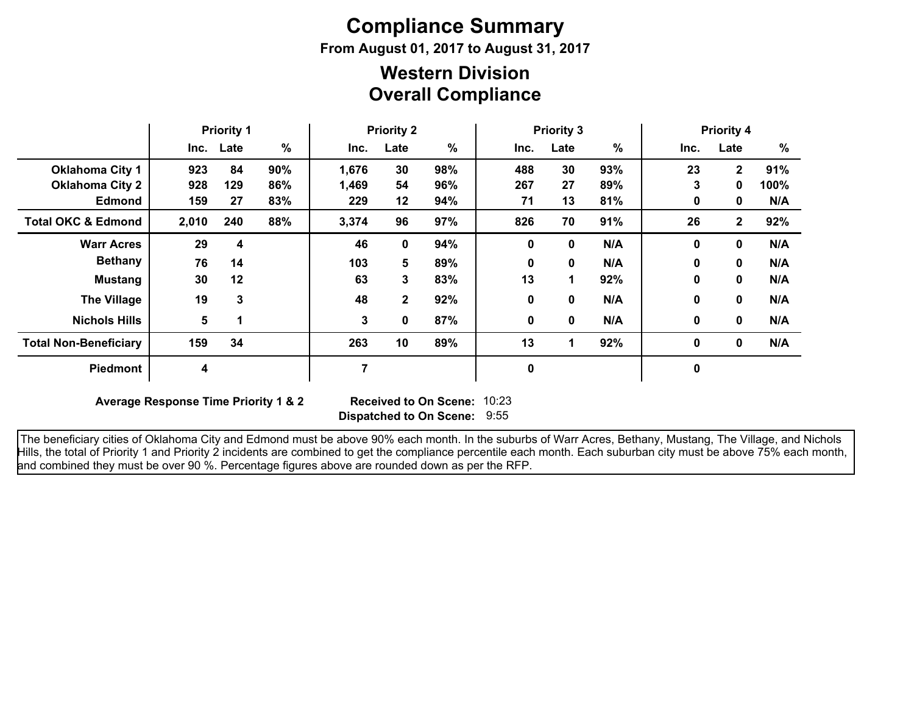# Compliance Summary

**From August 01, 2017 to August 31, 2017**

## Western Division
## Overall Compliance

| | Priority 1 | | | Priority 2 | | | Priority 3 | | | Priority 4 | | |
|---|---|---|---|---|---|---|---|---|---|---|---|---|
| | Inc. | Late | % | Inc. | Late | % | Inc. | Late | % | Inc. | Late | % |
| **Oklahoma City 1** | 923 | 84 | 90% | 1,676 | 30 | 98% | 488 | 30 | 93% | 23 | 2 | 91% |
| **Oklahoma City 2** | 928 | 129 | 86% | 1,469 | 54 | 96% | 267 | 27 | 89% | 3 | 0 | 100% |
| **Edmond** | 159 | 27 | 83% | 229 | 12 | 94% | 71 | 13 | 81% | 0 | 0 | N/A |
| **Total OKC & Edmond** | 2,010 | 240 | 88% | 3,374 | 96 | 97% | 826 | 70 | 91% | 26 | 2 | 92% |
| **Warr Acres** | 29 | 4 | | 46 | 0 | 94% | 0 | 0 | N/A | 0 | 0 | N/A |
| **Bethany** | 76 | 14 | | 103 | 5 | 89% | 0 | 0 | N/A | 0 | 0 | N/A |
| **Mustang** | 30 | 12 | | 63 | 3 | 83% | 13 | 1 | 92% | 0 | 0 | N/A |
| **The Village** | 19 | 3 | | 48 | 2 | 92% | 0 | 0 | N/A | 0 | 0 | N/A |
| **Nichols Hills** | 5 | 1 | | 3 | 0 | 87% | 0 | 0 | N/A | 0 | 0 | N/A |
| **Total Non-Beneficiary** | 159 | 34 | | 263 | 10 | 89% | 13 | 1 | 92% | 0 | 0 | N/A |
| **Piedmont** | 4 | | | 7 | | | 0 | | | 0 | | |

**Average Response Time Priority 1 & 2** **Received to On Scene:** 10:23

**Dispatched to On Scene:** 9:55

The beneficiary cities of Oklahoma City and Edmond must be above 90% each month. In the suburbs of Warr Acres, Bethany, Mustang, The Village, and Nichols Hills, the total of Priority 1 and Priority 2 incidents are combined to get the compliance percentile each month. Each suburban city must be above 75% each month, and combined they must be over 90 %. Percentage figures above are rounded down as per the RFP.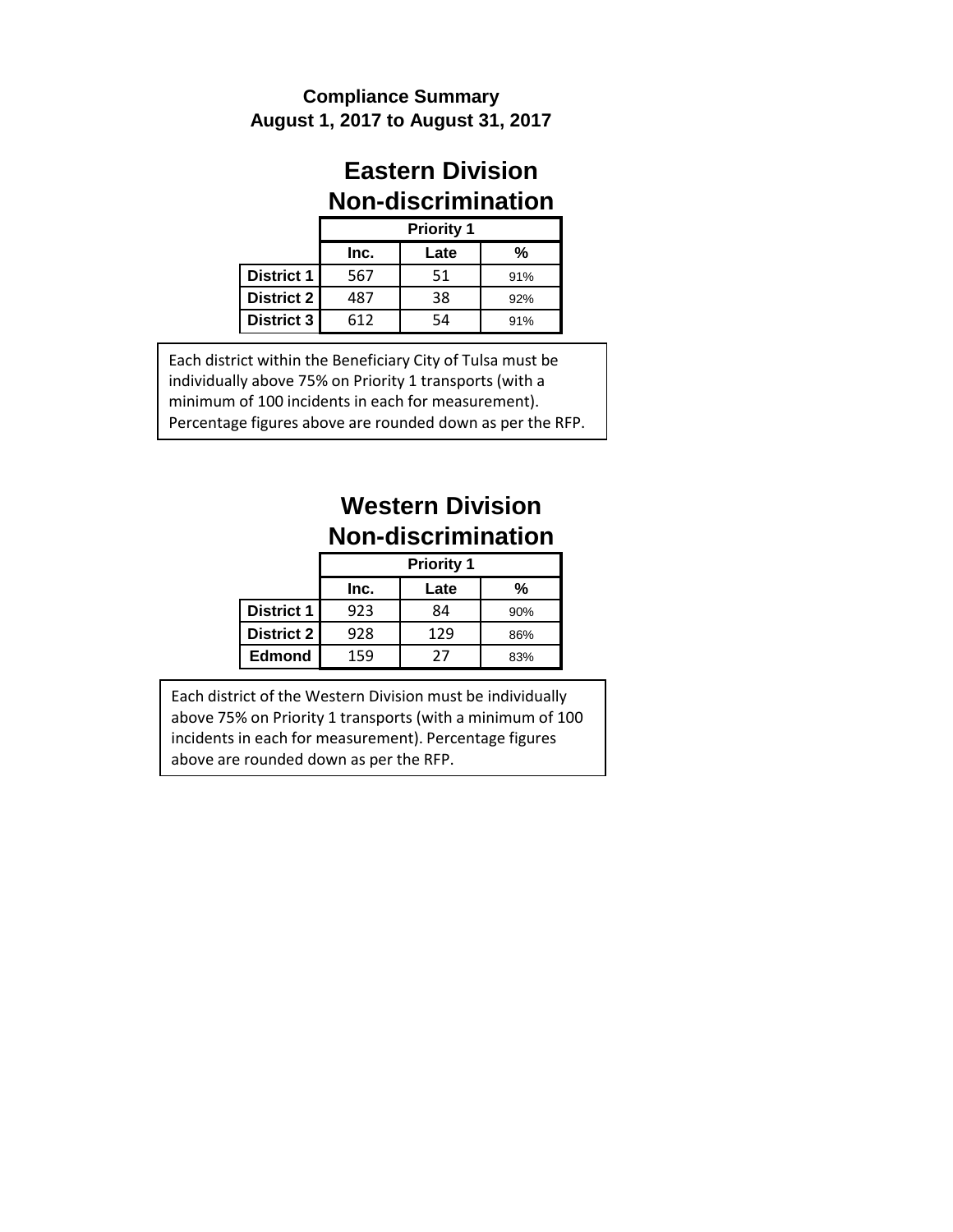**Compliance Summary**
**August 1, 2017 to August 31, 2017**

## Eastern Division
## Non-discrimination

| | Priority 1 | | |
|---|---|---|---|
| | Inc. | Late | % |
| District 1 | 567 | 51 | 91% |
| District 2 | 487 | 38 | 92% |
| District 3 | 612 | 54 | 91% |

Each district within the Beneficiary City of Tulsa must be individually above 75% on Priority 1 transports (with a minimum of 100 incidents in each for measurement). Percentage figures above are rounded down as per the RFP.

## Western Division
## Non-discrimination

| | Priority 1 | | |
|---|---|---|---|
| | Inc. | Late | % |
| District 1 | 923 | 84 | 90% |
| District 2 | 928 | 129 | 86% |
| Edmond | 159 | 27 | 83% |

Each district of the Western Division must be individually above 75% on Priority 1 transports (with a minimum of 100 incidents in each for measurement). Percentage figures above are rounded down as per the RFP.